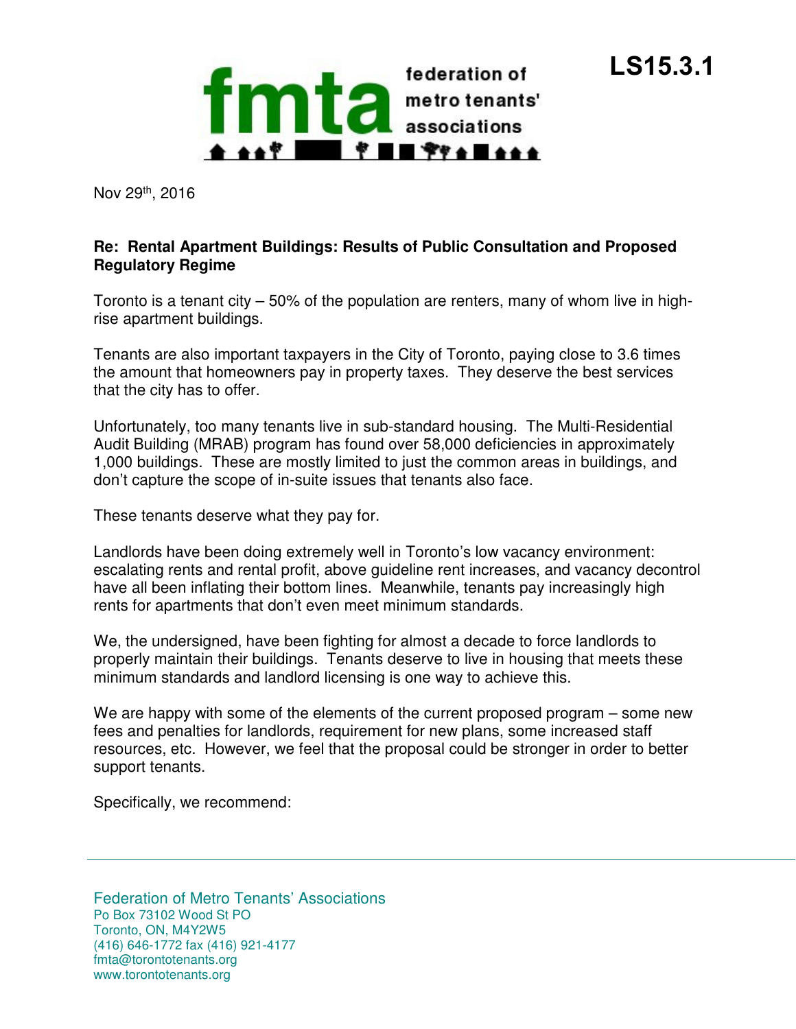**fmta** federation of metro tenants' associations

# LS15.3.1

Nov 29th, 2016

**Re: Rental Apartment Buildings: Results of Public Consultation and Proposed Regulatory Regime**

Toronto is a tenant city – 50% of the population are renters, many of whom live in high-rise apartment buildings.

Tenants are also important taxpayers in the City of Toronto, paying close to 3.6 times the amount that homeowners pay in property taxes. They deserve the best services that the city has to offer.

Unfortunately, too many tenants live in sub-standard housing. The Multi-Residential Audit Building (MRAB) program has found over 58,000 deficiencies in approximately 1,000 buildings. These are mostly limited to just the common areas in buildings, and don't capture the scope of in-suite issues that tenants also face.

These tenants deserve what they pay for.

Landlords have been doing extremely well in Toronto's low vacancy environment: escalating rents and rental profit, above guideline rent increases, and vacancy decontrol have all been inflating their bottom lines. Meanwhile, tenants pay increasingly high rents for apartments that don't even meet minimum standards.

We, the undersigned, have been fighting for almost a decade to force landlords to properly maintain their buildings. Tenants deserve to live in housing that meets these minimum standards and landlord licensing is one way to achieve this.

We are happy with some of the elements of the current proposed program – some new fees and penalties for landlords, requirement for new plans, some increased staff resources, etc. However, we feel that the proposal could be stronger in order to better support tenants.

Specifically, we recommend:

Federation of Metro Tenants' Associations
Po Box 73102 Wood St PO
Toronto, ON, M4Y2W5
(416) 646-1772 fax (416) 921-4177
fmta@torontotenants.org
www.torontotenants.org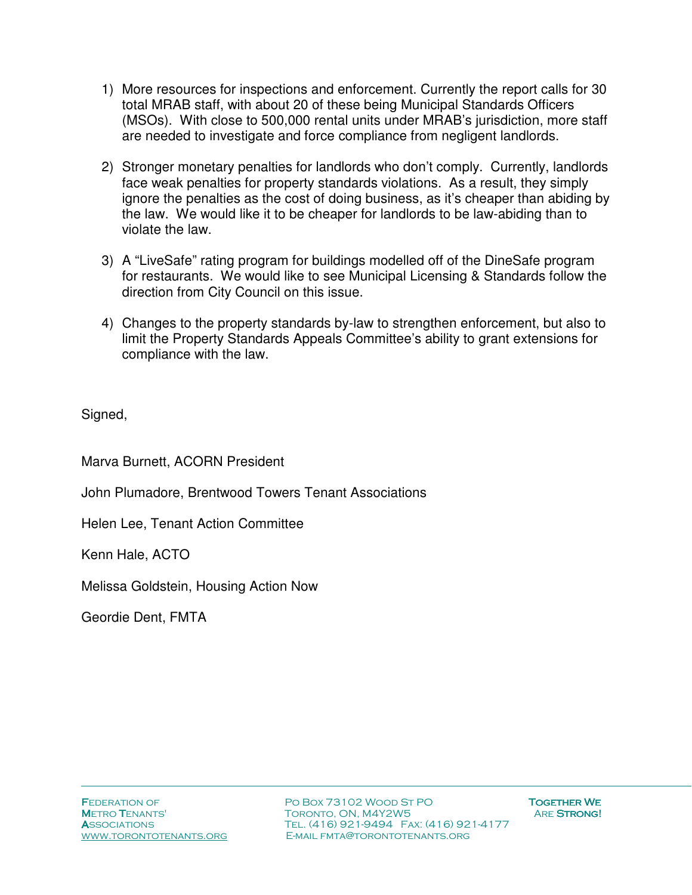1) More resources for inspections and enforcement. Currently the report calls for 30 total MRAB staff, with about 20 of these being Municipal Standards Officers (MSOs). With close to 500,000 rental units under MRAB's jurisdiction, more staff are needed to investigate and force compliance from negligent landlords.

2) Stronger monetary penalties for landlords who don't comply. Currently, landlords face weak penalties for property standards violations. As a result, they simply ignore the penalties as the cost of doing business, as it's cheaper than abiding by the law. We would like it to be cheaper for landlords to be law-abiding than to violate the law.

3) A "LiveSafe" rating program for buildings modelled off of the DineSafe program for restaurants. We would like to see Municipal Licensing & Standards follow the direction from City Council on this issue.

4) Changes to the property standards by-law to strengthen enforcement, but also to limit the Property Standards Appeals Committee's ability to grant extensions for compliance with the law.

Signed,

Marva Burnett, ACORN President

John Plumadore, Brentwood Towers Tenant Associations

Helen Lee, Tenant Action Committee

Kenn Hale, ACTO

Melissa Goldstein, Housing Action Now

Geordie Dent, FMTA